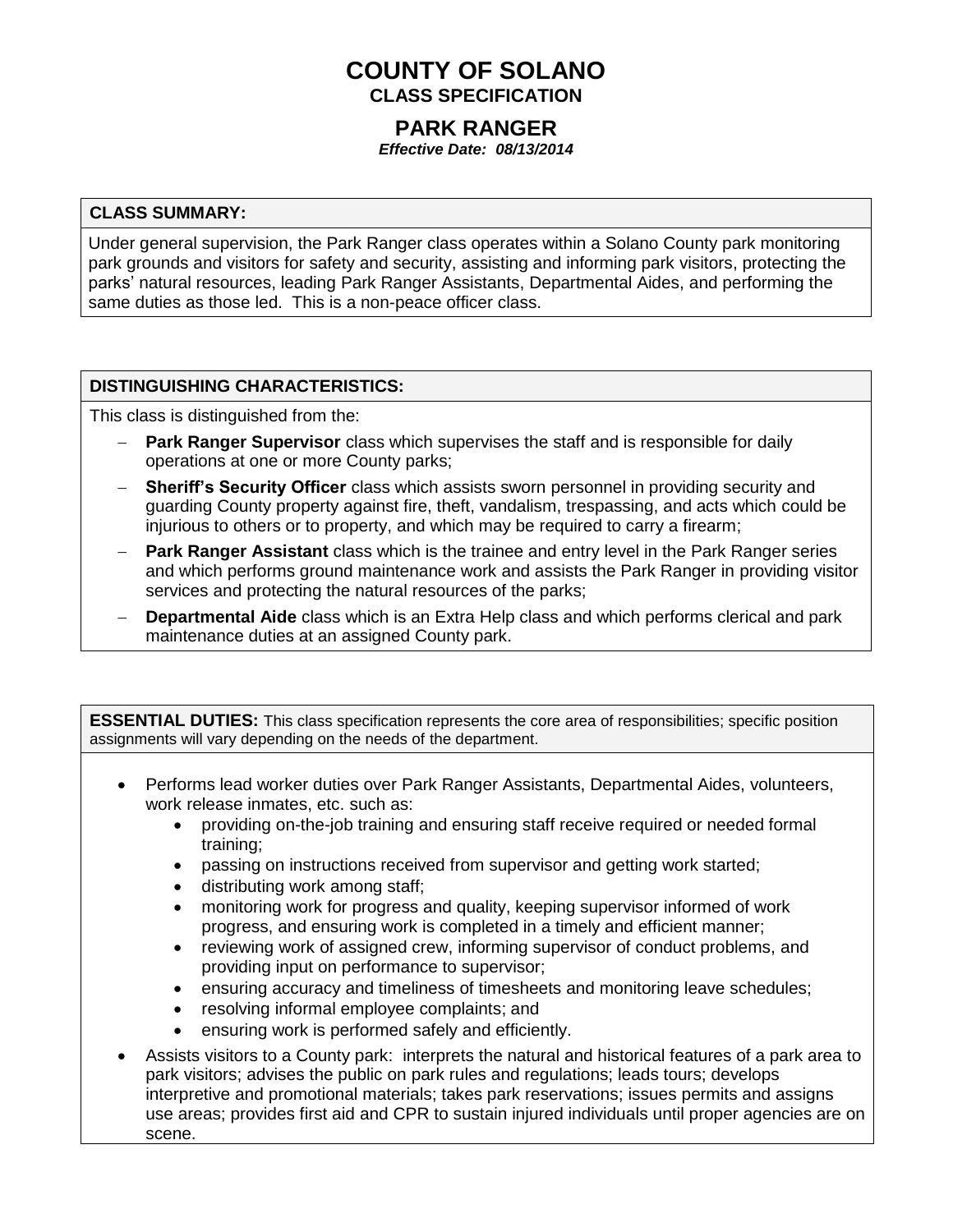# COUNTY OF SOLANO

**CLASS SPECIFICATION**

## PARK RANGER

***Effective Date: 08/13/2014***

### CLASS SUMMARY:

Under general supervision, the Park Ranger class operates within a Solano County park monitoring park grounds and visitors for safety and security, assisting and informing park visitors, protecting the parks' natural resources, leading Park Ranger Assistants, Departmental Aides, and performing the same duties as those led. This is a non-peace officer class.

### DISTINGUISHING CHARACTERISTICS:

This class is distinguished from the:

- **Park Ranger Supervisor** class which supervises the staff and is responsible for daily operations at one or more County parks;
- **Sheriff's Security Officer** class which assists sworn personnel in providing security and guarding County property against fire, theft, vandalism, trespassing, and acts which could be injurious to others or to property, and which may be required to carry a firearm;
- **Park Ranger Assistant** class which is the trainee and entry level in the Park Ranger series and which performs ground maintenance work and assists the Park Ranger in providing visitor services and protecting the natural resources of the parks;
- **Departmental Aide** class which is an Extra Help class and which performs clerical and park maintenance duties at an assigned County park.

### ESSENTIAL DUTIES:

This class specification represents the core area of responsibilities; specific position assignments will vary depending on the needs of the department.

- Performs lead worker duties over Park Ranger Assistants, Departmental Aides, volunteers, work release inmates, etc. such as:
    - providing on-the-job training and ensuring staff receive required or needed formal training;
    - passing on instructions received from supervisor and getting work started;
    - distributing work among staff;
    - monitoring work for progress and quality, keeping supervisor informed of work progress, and ensuring work is completed in a timely and efficient manner;
    - reviewing work of assigned crew, informing supervisor of conduct problems, and providing input on performance to supervisor;
    - ensuring accuracy and timeliness of timesheets and monitoring leave schedules;
    - resolving informal employee complaints; and
    - ensuring work is performed safely and efficiently.
- Assists visitors to a County park: interprets the natural and historical features of a park area to park visitors; advises the public on park rules and regulations; leads tours; develops interpretive and promotional materials; takes park reservations; issues permits and assigns use areas; provides first aid and CPR to sustain injured individuals until proper agencies are on scene.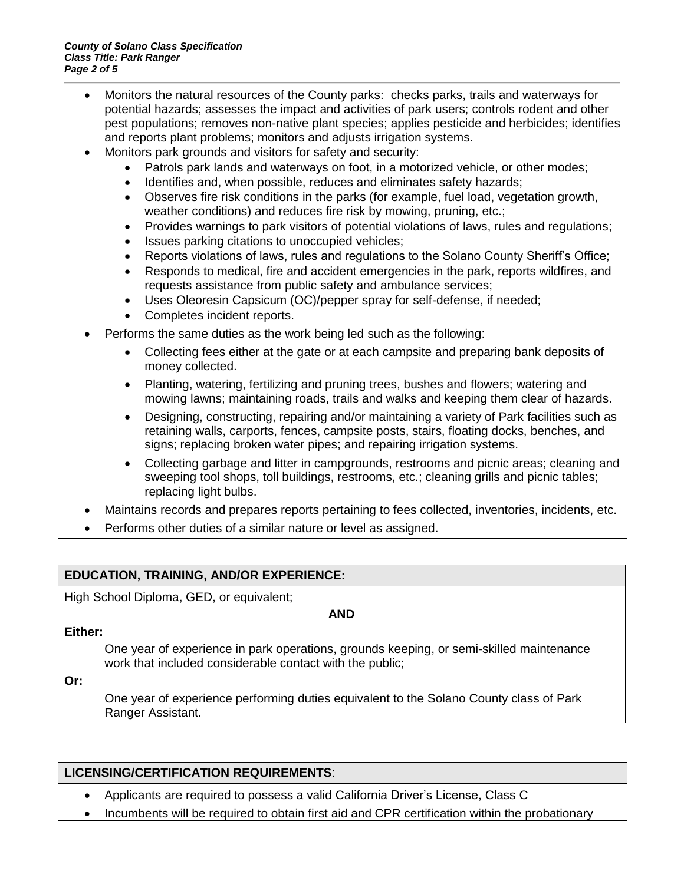- Monitors the natural resources of the County parks: checks parks, trails and waterways for potential hazards; assesses the impact and activities of park users; controls rodent and other pest populations; removes non-native plant species; applies pesticide and herbicides; identifies and reports plant problems; monitors and adjusts irrigation systems.
- Monitors park grounds and visitors for safety and security:
  - Patrols park lands and waterways on foot, in a motorized vehicle, or other modes;
  - Identifies and, when possible, reduces and eliminates safety hazards;
  - Observes fire risk conditions in the parks (for example, fuel load, vegetation growth, weather conditions) and reduces fire risk by mowing, pruning, etc.;
  - Provides warnings to park visitors of potential violations of laws, rules and regulations;
  - Issues parking citations to unoccupied vehicles;
  - Reports violations of laws, rules and regulations to the Solano County Sheriff's Office;
  - Responds to medical, fire and accident emergencies in the park, reports wildfires, and requests assistance from public safety and ambulance services;
  - Uses Oleoresin Capsicum (OC)/pepper spray for self-defense, if needed;
  - Completes incident reports.
- Performs the same duties as the work being led such as the following:
  - Collecting fees either at the gate or at each campsite and preparing bank deposits of money collected.
  - Planting, watering, fertilizing and pruning trees, bushes and flowers; watering and mowing lawns; maintaining roads, trails and walks and keeping them clear of hazards.
  - Designing, constructing, repairing and/or maintaining a variety of Park facilities such as retaining walls, carports, fences, campsite posts, stairs, floating docks, benches, and signs; replacing broken water pipes; and repairing irrigation systems.
  - Collecting garbage and litter in campgrounds, restrooms and picnic areas; cleaning and sweeping tool shops, toll buildings, restrooms, etc.; cleaning grills and picnic tables; replacing light bulbs.
- Maintains records and prepares reports pertaining to fees collected, inventories, incidents, etc.
- Performs other duties of a similar nature or level as assigned.

## EDUCATION, TRAINING, AND/OR EXPERIENCE:

High School Diploma, GED, or equivalent;

**AND**

**Either:**

One year of experience in park operations, grounds keeping, or semi-skilled maintenance work that included considerable contact with the public;

**Or:**

One year of experience performing duties equivalent to the Solano County class of Park Ranger Assistant.

## LICENSING/CERTIFICATION REQUIREMENTS:

- Applicants are required to possess a valid California Driver's License, Class C
- Incumbents will be required to obtain first aid and CPR certification within the probationary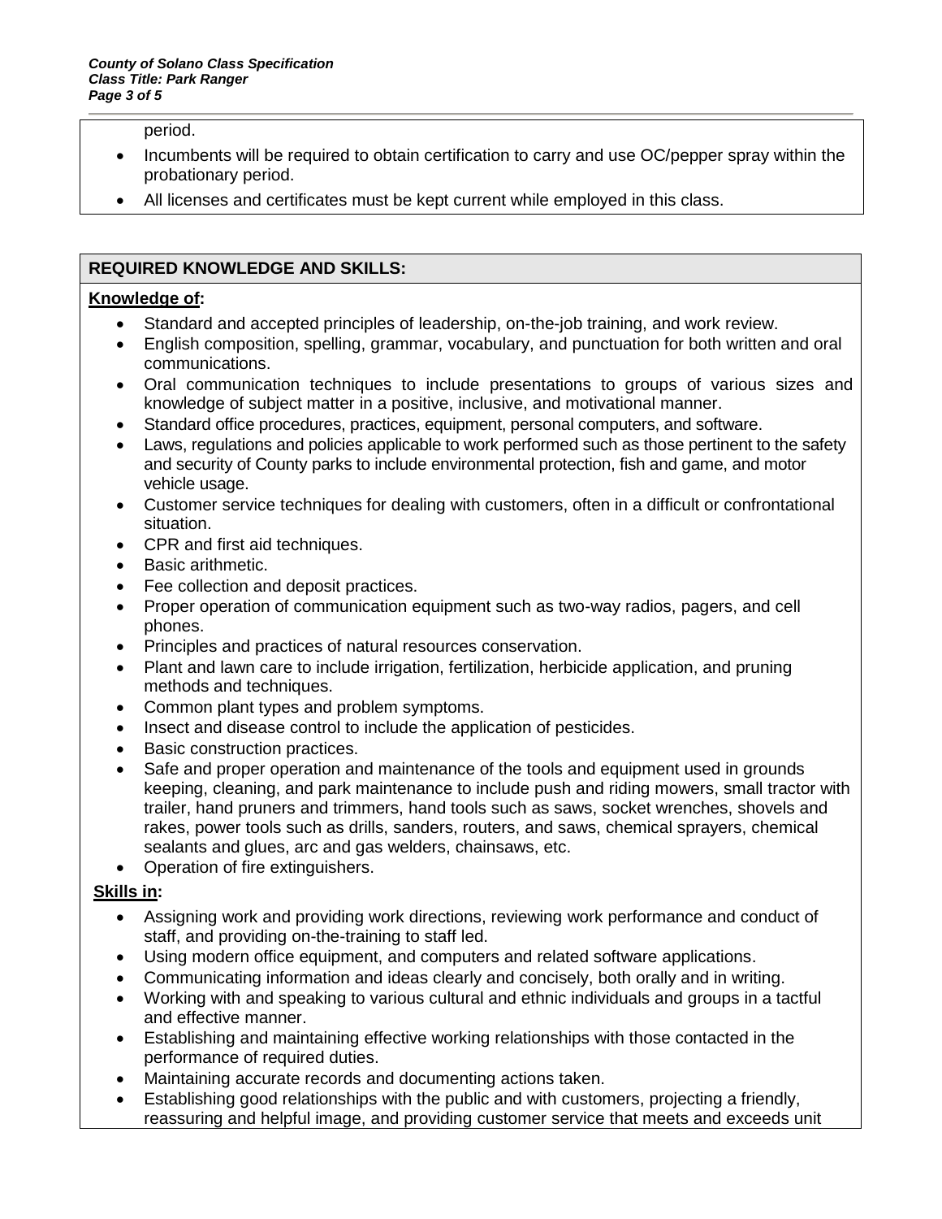period.

- Incumbents will be required to obtain certification to carry and use OC/pepper spray within the probationary period.
- All licenses and certificates must be kept current while employed in this class.

## REQUIRED KNOWLEDGE AND SKILLS:

**Knowledge of:**

- Standard and accepted principles of leadership, on-the-job training, and work review.
- English composition, spelling, grammar, vocabulary, and punctuation for both written and oral communications.
- Oral communication techniques to include presentations to groups of various sizes and knowledge of subject matter in a positive, inclusive, and motivational manner.
- Standard office procedures, practices, equipment, personal computers, and software.
- Laws, regulations and policies applicable to work performed such as those pertinent to the safety and security of County parks to include environmental protection, fish and game, and motor vehicle usage.
- Customer service techniques for dealing with customers, often in a difficult or confrontational situation.
- CPR and first aid techniques.
- Basic arithmetic.
- Fee collection and deposit practices.
- Proper operation of communication equipment such as two-way radios, pagers, and cell phones.
- Principles and practices of natural resources conservation.
- Plant and lawn care to include irrigation, fertilization, herbicide application, and pruning methods and techniques.
- Common plant types and problem symptoms.
- Insect and disease control to include the application of pesticides.
- Basic construction practices.
- Safe and proper operation and maintenance of the tools and equipment used in grounds keeping, cleaning, and park maintenance to include push and riding mowers, small tractor with trailer, hand pruners and trimmers, hand tools such as saws, socket wrenches, shovels and rakes, power tools such as drills, sanders, routers, and saws, chemical sprayers, chemical sealants and glues, arc and gas welders, chainsaws, etc.
- Operation of fire extinguishers.

**Skills in:**

- Assigning work and providing work directions, reviewing work performance and conduct of staff, and providing on-the-training to staff led.
- Using modern office equipment, and computers and related software applications.
- Communicating information and ideas clearly and concisely, both orally and in writing.
- Working with and speaking to various cultural and ethnic individuals and groups in a tactful and effective manner.
- Establishing and maintaining effective working relationships with those contacted in the performance of required duties.
- Maintaining accurate records and documenting actions taken.
- Establishing good relationships with the public and with customers, projecting a friendly, reassuring and helpful image, and providing customer service that meets and exceeds unit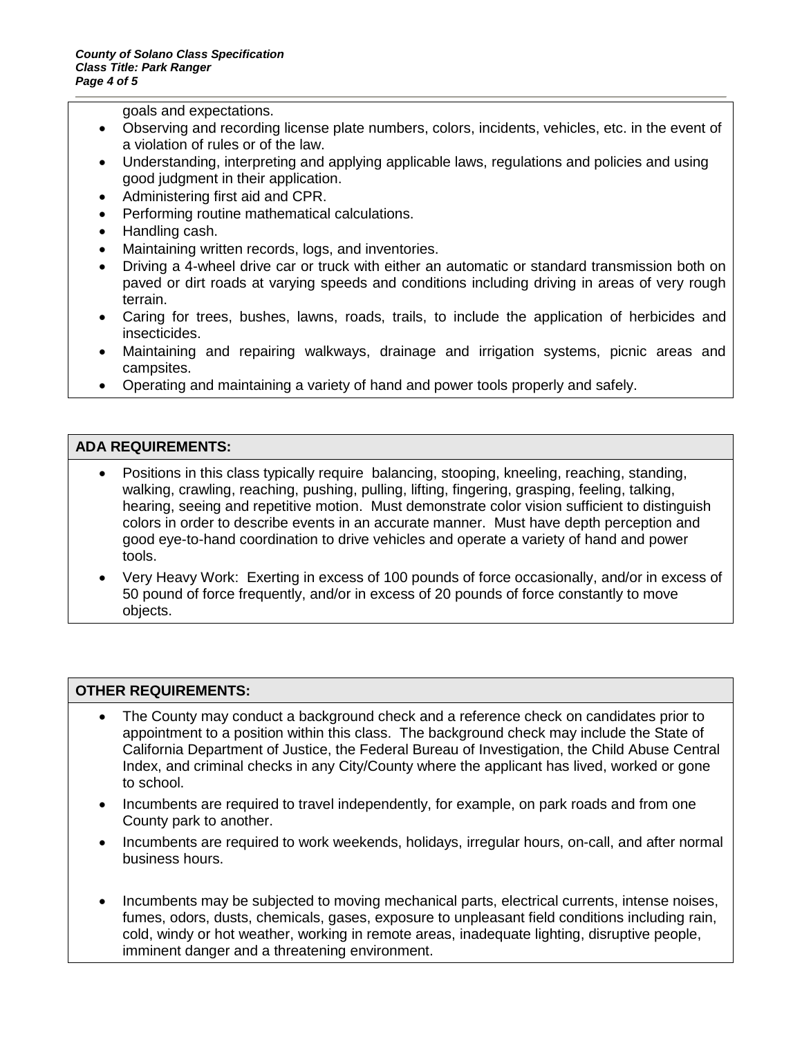goals and expectations.

- Observing and recording license plate numbers, colors, incidents, vehicles, etc. in the event of a violation of rules or of the law.
- Understanding, interpreting and applying applicable laws, regulations and policies and using good judgment in their application.
- Administering first aid and CPR.
- Performing routine mathematical calculations.
- Handling cash.
- Maintaining written records, logs, and inventories.
- Driving a 4-wheel drive car or truck with either an automatic or standard transmission both on paved or dirt roads at varying speeds and conditions including driving in areas of very rough terrain.
- Caring for trees, bushes, lawns, roads, trails, to include the application of herbicides and insecticides.
- Maintaining and repairing walkways, drainage and irrigation systems, picnic areas and campsites.
- Operating and maintaining a variety of hand and power tools properly and safely.

**ADA REQUIREMENTS:**

- Positions in this class typically require balancing, stooping, kneeling, reaching, standing, walking, crawling, reaching, pushing, pulling, lifting, fingering, grasping, feeling, talking, hearing, seeing and repetitive motion. Must demonstrate color vision sufficient to distinguish colors in order to describe events in an accurate manner. Must have depth perception and good eye-to-hand coordination to drive vehicles and operate a variety of hand and power tools.
- Very Heavy Work: Exerting in excess of 100 pounds of force occasionally, and/or in excess of 50 pound of force frequently, and/or in excess of 20 pounds of force constantly to move objects.

**OTHER REQUIREMENTS:**

- The County may conduct a background check and a reference check on candidates prior to appointment to a position within this class. The background check may include the State of California Department of Justice, the Federal Bureau of Investigation, the Child Abuse Central Index, and criminal checks in any City/County where the applicant has lived, worked or gone to school.
- Incumbents are required to travel independently, for example, on park roads and from one County park to another.
- Incumbents are required to work weekends, holidays, irregular hours, on-call, and after normal business hours.
- Incumbents may be subjected to moving mechanical parts, electrical currents, intense noises, fumes, odors, dusts, chemicals, gases, exposure to unpleasant field conditions including rain, cold, windy or hot weather, working in remote areas, inadequate lighting, disruptive people, imminent danger and a threatening environment.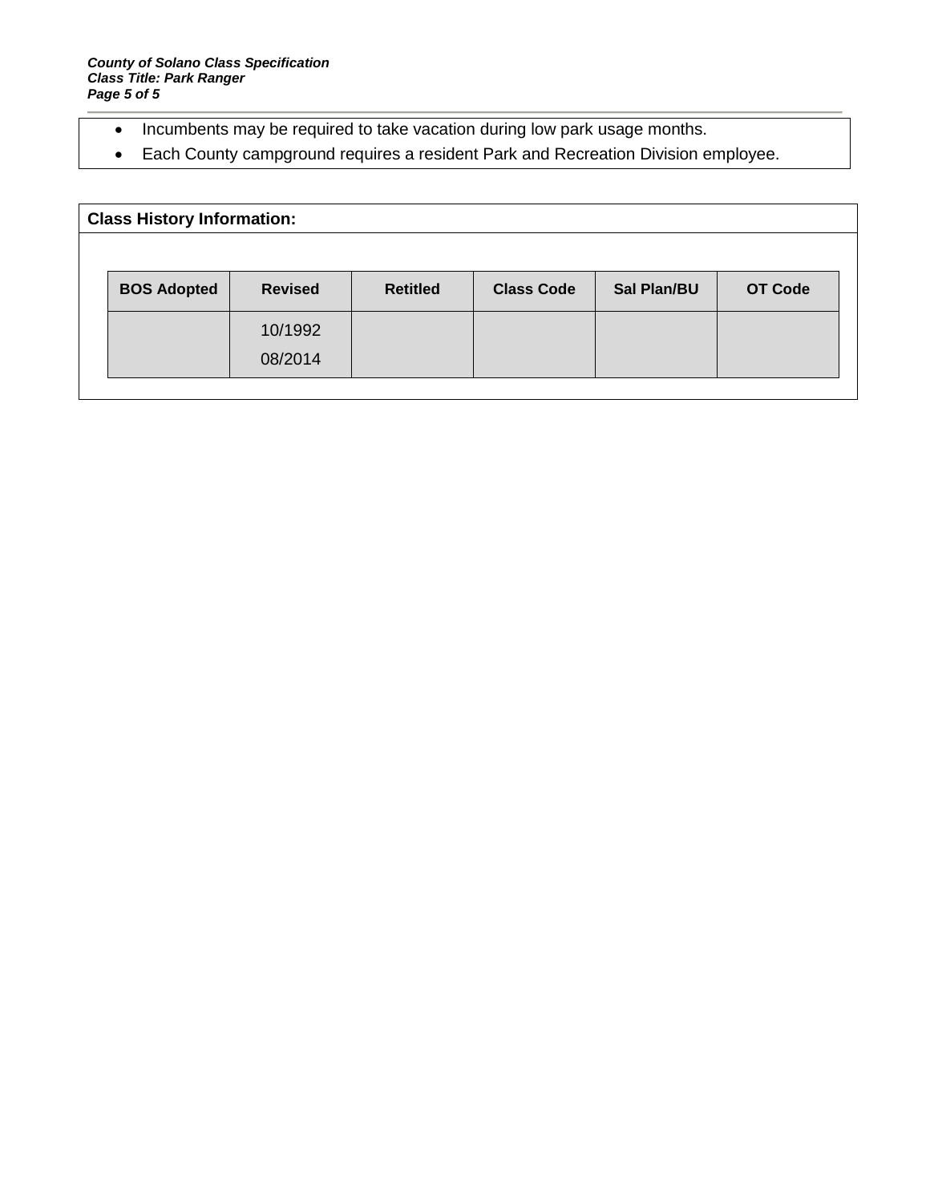- Incumbents may be required to take vacation during low park usage months.
- Each County campground requires a resident Park and Recreation Division employee.

**Class History Information:**

| BOS Adopted | Revised | Retitled | Class Code | Sal Plan/BU | OT Code |
|---|---|---|---|---|---|
| | 10/1992<br>08/2014 | | | | |